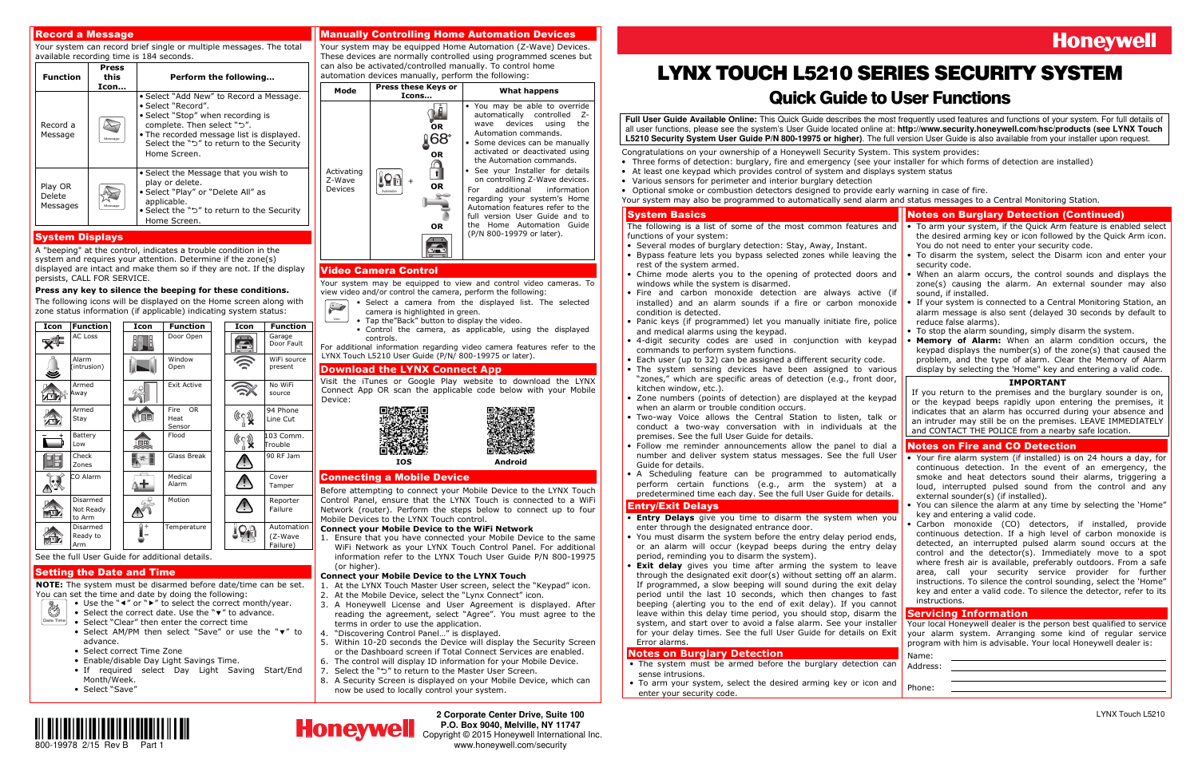# LYNX TOUCH L5210 SERIES SECURITY SYSTEM

## Quick Guide to User Functions

**Full User Guide Available Online:** This Quick Guide describes the most frequently used features and functions of your system. For full details of all user functions, please see the system's User Guide located online at: **http://www.security.honeywell.com/hsc/products (see LYNX Touch L5210 Security System User Guide P/N 800-19975 or higher)**. The full version User Guide is also available from your installer upon request.

Congratulations on your ownership of a Honeywell Security System. This system provides:

- Three forms of detection: burglary, fire and emergency (see your installer for which forms of detection are installed)
- At least one keypad which provides control of system and displays system status
- Various sensors for perimeter and interior burglary detection
- Optional smoke or combustion detectors designed to provide early warning in case of fire.

Your system may also be programmed to automatically send alarm and status messages to a Central Monitoring Station.

## Record a Message

Your system can record brief single or multiple messages. The total available recording time is 184 seconds.

| Function | Press this Icon... | Perform the following... |
|---|---|---|
| Record a Message | Message | • Select "Add New" to Record a Message.<br>• Select "Record".<br>• Select "Stop" when recording is complete. Then select "↺".<br>• The recorded message list is displayed. Select the "↺" to return to the Security Home Screen. |
| Play OR Delete Messages | Message | • Select the Message that you wish to play or delete.<br>• Select "Play" or "Delete All" as applicable.<br>• Select the "↺" to return to the Security Home Screen. |

## System Displays

A "beeping" at the control, indicates a trouble condition in the system and requires your attention. Determine if the zone(s) displayed are intact and make them so if they are not. If the display persists, CALL FOR SERVICE.

**Press any key to silence the beeping for these conditions.**

The following icons will be displayed on the Home Screen along with zone status information (if applicable) indicating system status:

| Icon | Function | Icon | Function | Icon | Function |
|---|---|---|---|---|---|
| | AC Loss | | Door Open | | Garage Door Fault |
| | Alarm (intrusion) | | Window Open | | WiFi source present |
| | Armed Away | | Exit Active | | No WiFi source |
| | Armed Stay | | Fire OR Heat Sensor | | 94 Phone Line Cut |
| | Battery Low | | Flood | | 103 Comm. Trouble |
| | Check Zones | | Glass Break | | 90 RF Jam |
| | CO Alarm | | Medical Alarm | | Cover Tamper |
| | Disarmed Not Ready to Arm | | Motion | | Reporter Failure |
| | Disarmed Ready to Arm | | Temperature | | Automation (Z-Wave Failure) |

See the full User Guide for additional details.

## Setting the Date and Time

**NOTE:** The system must be disarmed before date/time can be set. You can set the time and date by doing the following:

Date Time

- Use the "◄" or "►" to select the correct month/year.
- Select the correct date. Use the "▼" to advance.
- Select "Clear" then enter the correct time
- Select AM/PM then select "Save" or use the "▼" to advance.
- Select correct Time Zone
- Enable/disable Day Light Savings Time.
- If required select Day Light Saving Start/End Month/Week.
- Select "Save"

## Manually Controlling Home Automation Devices

Your system may be equipped Home Automation (Z-Wave) Devices. These devices are normally controlled using programmed scenes but can also be activated/controlled manually. To control home automation devices manually, perform the following:

| Mode | Press these Keys or Icons... | What happens |
|---|---|---|
| Activating Z-Wave Devices | Automation + (light) OR (thermostat 68°) OR (lock) OR (water valve) OR (garage) | • You may be able to override automatically controlled Z-wave devices using the Automation commands.<br>• Some devices can be manually activated or deactivated using the Automation commands.<br>• See your Installer for details on controlling Z-Wave devices.<br>For additional information regarding your system's Home Automation features refer to the full version User Guide and to the Home Automation Guide (P/N 800-19979 or later). |

## Video Camera Control

Your system may be equipped to view and control video cameras. To view video and/or control the camera, perform the following:

Video

- Select a camera from the displayed list. The selected camera is highlighted in green.
- Tap the"Back" button to display the video.
- Control the camera, as applicable, using the displayed controls.

For additional information regarding video camera features refer to the LYNX Touch L5210 User Guide (P/N 800-19975 or later).

## Download the LYNX Connect App

Visit the iTunes or Google Play website to download the LYNX Connect App OR scan the applicable code below with your Mobile Device:

IOS Android

## Connecting a Mobile Device

Before attempting to connect your Mobile Device to the LYNX Touch Control Panel, ensure that the LYNX Touch is connected to a WiFi Network (router). Perform the steps below to connect up to four Mobile Devices to the LYNX Touch control.

**Connect your Mobile Device to the WiFi Network**

1. Ensure that you have connected your Mobile Device to the same WiFi Network as your LYNX Touch Control Panel. For additional information refer to the LYNX Touch User Guide P/N 800-19975 (or higher).

**Connect your Mobile Device to the LYNX Touch**

1. At the LYNX Touch Master User screen, select the "Keypad" icon.
2. At the Mobile Device, select the "Lynx Connect" icon.
3. A Honeywell License and User Agreement is displayed. After reading the agreement, select "Agree". You must agree to the terms in order to use the application.
4. "Discovering Control Panel…" is displayed.
5. Within 10-20 seconds the Device will display the Security Screen or the Dashboard screen if Total Connect Services are enabled.
6. The control will display ID information for your Mobile Device.
7. Select the "↺" to return to the Master User Screen.
8. A Security Screen is displayed on your Mobile Device, which can now be used to locally control your system.

## System Basics

The following is a list of some of the most common features and functions of your system:

- Several modes of burglary detection: Stay, Away, Instant.
- Bypass feature lets you bypass selected zones while leaving the rest of the system armed.
- Chime mode alerts you to the opening of protected doors and windows while the system is disarmed.
- Fire and carbon monoxide detection are always active (if installed) and an alarm sounds if a fire or carbon monoxide condition is detected.
- Panic keys (if programmed) let you manually initiate fire, police and medical alarms using the keypad.
- 4-digit security codes are used in conjunction with keypad commands to perform system functions.
- Each user (up to 32) can be assigned a different security code.
- The system sensing devices have been assigned to various "zones," which are specific areas of detection (e.g., front door, kitchen window, etc.).
- Zone numbers (points of detection) are displayed at the keypad when an alarm or trouble condition occurs.
- Two-way Voice allows the Central Station to listen, talk or conduct a two-way conversation with individuals at the premises. See the full User Guide for details.
- Follow me reminder announcements allow the panel to dial a number and deliver system status messages. See the full User Guide for details.
- A Scheduling feature can be programmed to automatically perform certain functions (e.g., arm the system) at a predetermined time each day. See the full User Guide for details.

## Entry/Exit Delays

- **Entry Delays** give you time to disarm the system when you enter through the designated entrance door.
- You must disarm the system before the entry delay period ends, or an alarm will occur (keypad beeps during the entry delay period, reminding you to disarm the system).
- **Exit delay** gives you time after arming the system to leave through the designated exit door(s) without setting off an alarm. If programmed, a slow beeping will sound during the exit delay period until the last 10 seconds, which then changes to fast beeping (alerting you to the end of exit delay). If you cannot leave within this delay time period, you should stop, disarm the system, and start over to avoid a false alarm. See your installer for your delay times. See the full User Guide for details on Exit Error alarms.

## Notes on Burglary Detection

- The system must be armed before the burglary detection can sense intrusions.
- To arm your system, select the desired arming key or icon and enter your security code.

## Notes on Burglary Detection (Continued)

- To arm your system, if the Quick Arm feature is enabled select the desired arming key or icon followed by the Quick Arm icon. You do not need to enter your security code.
- To disarm the system, select the Disarm icon and enter your security code.
- When an alarm occurs, the control sounds and displays the zone(s) causing the alarm. An external sounder may also sound, if installed.
- If your system is connected to a Central Monitoring Station, an alarm message is also sent (delayed 30 seconds by default to reduce false alarms).
- To stop the alarm sounding, simply disarm the system.
- **Memory of Alarm:** When an alarm condition occurs, the keypad displays the number(s) of the zone(s) that caused the problem, and the type of alarm. Clear the Memory of Alarm display by selecting the 'Home" key and entering a valid code.

**IMPORTANT**

If you return to the premises and the burglary sounder is on, or the keypad beeps rapidly upon entering the premises, it indicates that an alarm has occurred during your absence and an intruder may still be on the premises. LEAVE IMMEDIATELY and CONTACT THE POLICE from a nearby safe location.

## Notes on Fire and CO Detection

- Your fire alarm system (if installed) is on 24 hours a day, for continuous detection. In the event of an emergency, the smoke and heat detectors sound their alarms, triggering a loud, interrupted pulsed sound from the control and any external sounder(s) (if installed).
- You can silence the alarm at any time by selecting the 'Home" key and entering a valid code.
- Carbon monoxide (CO) detectors, if installed, provide continuous detection. If a high level of carbon monoxide is detected, an interrupted pulsed alarm sound occurs at the control and the detector(s). Immediately move to a spot where fresh air is available, preferably outdoors. From a safe area, call your security service provider for further instructions. To silence the control sounding, select the 'Home" key and enter a valid code. To silence the detector, refer to its instructions.

## Servicing Information

Your local Honeywell dealer is the person best qualified to service your alarm system. Arranging some kind of regular service program with him is advisable. Your local Honeywell dealer is:

Name: ______________________

Address: ______________________

Phone: ______________________

800-19978 2/15 Rev B Part 1

Honeywell

**2 Corporate Center Drive, Suite 100**
**P.O. Box 9040, Melville, NY 11747**
Copyright © 2015 Honeywell International Inc.
www.honeywell.com/security

LYNX Touch L5210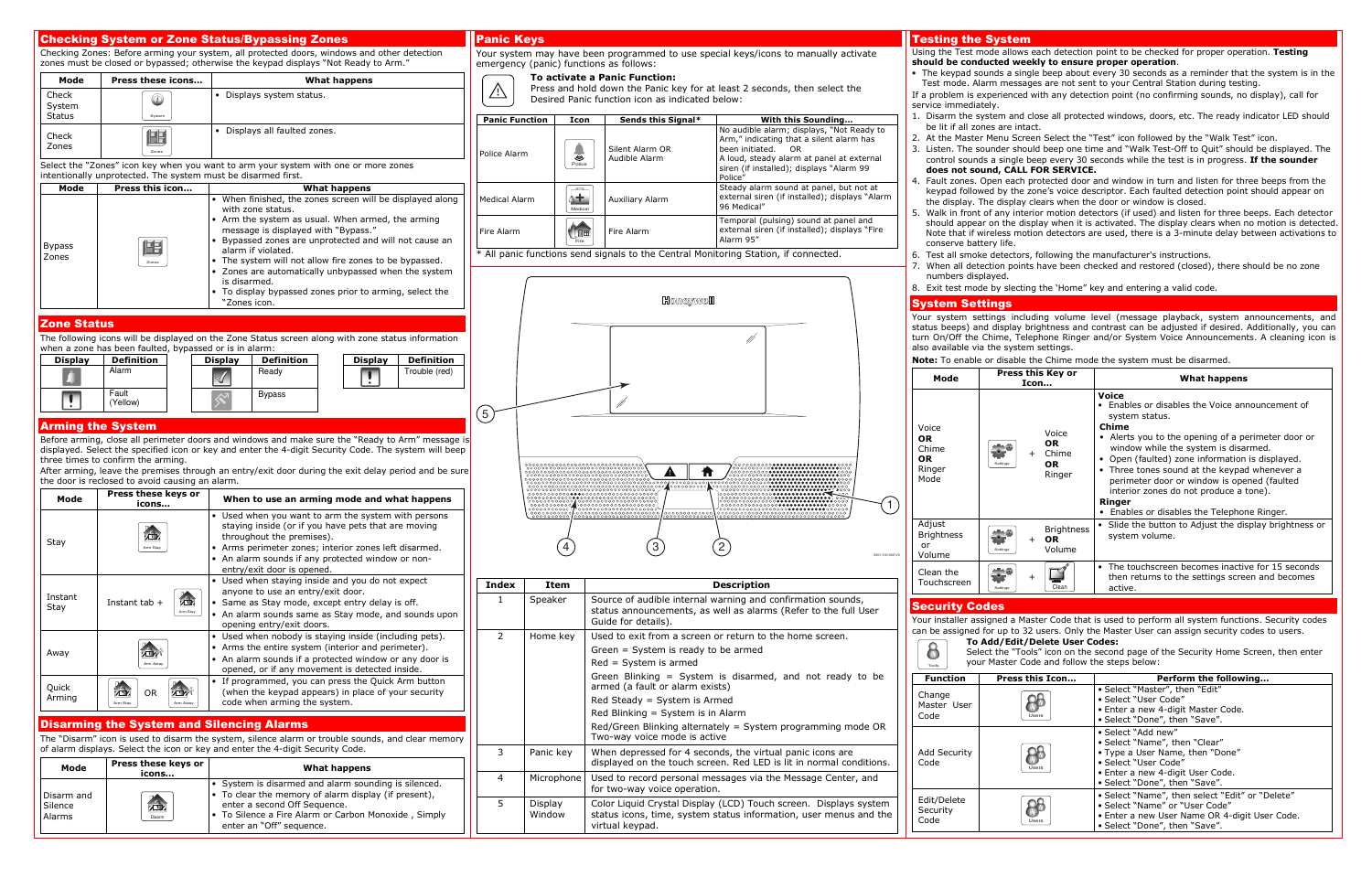## Checking System or Zone Status/Bypassing Zones

Checking Zones: Before arming your system, all protected doors, windows and other detection zones must be closed or bypassed; otherwise the keypad displays "Not Ready to Arm."

| Mode | Press these icons... | What happens |
|---|---|---|
| Check System Status | System | • Displays system status. |
| Check Zones | Zones | • Displays all faulted zones. |

Select the "Zones" icon key when you want to arm your system with one or more zones intentionally unprotected. The system must be disarmed first.

| Mode | Press this icon... | What happens |
|---|---|---|
| Bypass Zones | Zones | • When finished, the zones screen will be displayed along with zone status.<br>• Arm the system as usual. When armed, the arming message is displayed with "Bypass."<br>• Bypassed zones are unprotected and will not cause an alarm if violated.<br>• The system will not allow fire zones to be bypassed.<br>• Zones are automatically unbypassed when the system is disarmed.<br>• To display bypassed zones prior to arming, select the "Zones icon. |

## Zone Status

The following icons will be displayed on the Zone Status screen along with zone status information when a zone has been faulted, bypassed or is in alarm:

| Display | Definition | Display | Definition | Display | Definition |
|---|---|---|---|---|---|
| | Alarm | | Ready | | Trouble (red) |
| | Fault (Yellow) | | Bypass | | |

## Arming the System

Before arming, close all perimeter doors and windows and make sure the "Ready to Arm" message is displayed. Select the specified icon or key and enter the 4-digit Security Code. The system will beep three times to confirm the arming.

After arming, leave the premises through an entry/exit door during the exit delay period and be sure the door is reclosed to avoid causing an alarm.

| Mode | Press these keys or icons... | When to use an arming mode and what happens |
|---|---|---|
| Stay | Arm Stay | • Used when you want to arm the system with persons staying inside (or if you have pets that are moving throughout the premises).<br>• Arms perimeter zones; interior zones left disarmed.<br>• An alarm sounds if any protected window or non-entry/exit door is opened. |
| Instant Stay | Instant tab + Arm Stay | • Used when staying inside and you do not expect anyone to use an entry/exit door.<br>• Same as Stay mode, except entry delay is off.<br>• An alarm sounds same as Stay mode, and sounds upon opening entry/exit doors. |
| Away | Arm Away | • Used when nobody is staying inside (including pets).<br>• Arms the entire system (interior and perimeter).<br>• An alarm sounds if a protected window or door is opened, or if any movement is detected inside. |
| Quick Arming | Arm Stay OR Arm Away | • If programmed, you can press the Quick Arm button (when the keypad appears) in place of your security code when arming the system. |

## Disarming the System and Silencing Alarms

The "Disarm" icon is used to disarm the system, silence alarm or trouble sounds, and clear memory of alarm displays. Select the icon or key and enter the 4-digit Security Code.

| Mode | Press these keys or icons... | What happens |
|---|---|---|
| Disarm and Silence Alarms | Disarm | • System is disarmed and alarm sounding is silenced.<br>• To clear the memory of alarm display (if present), enter a second Off Sequence.<br>• To Silence a Fire Alarm or Carbon Monoxide , Simply enter an "Off" sequence. |

## Panic Keys

Your system may have been programmed to use special keys/icons to manually activate emergency (panic) functions as follows:

**To activate a Panic Function:**
Press and hold down the Panic key for at least 2 seconds, then select the Desired Panic function icon as indicated below:

| Panic Function | Icon | Sends this Signal* | With this Sounding... |
|---|---|---|---|
| Police Alarm | Police | Silent Alarm OR Audible Alarm | No audible alarm; displays, "Not Ready to Arm," indicating that a silent alarm has been initiated. OR<br>A loud, steady alarm at panel at external siren (if installed); displays "Alarm 99 Police" |
| Medical Alarm | Medical | Auxiliary Alarm | Steady alarm sound at panel, but not at external siren (if installed); displays "Alarm 96 Medical" |
| Fire Alarm | Fire | Fire Alarm | Temporal (pulsing) sound at panel and external siren (if installed); displays "Fire Alarm 95" |

\* All panic functions send signals to the Central Monitoring Station, if connected.

Honeywell

1 2 3 4 5

| Index | Item | Description |
|---|---|---|
| 1 | Speaker | Source of audible internal warning and confirmation sounds, status announcements, as well as alarms (Refer to the full User Guide for details). |
| 2 | Home key | Used to exit from a screen or return to the home screen.<br>Green = System is ready to be armed<br>Red = System is armed<br>Green Blinking = System is disarmed, and not ready to be armed (a fault or alarm exists)<br>Red Steady = System is Armed<br>Red Blinking = System is in Alarm<br>Red/Green Blinking alternately = System programming mode OR Two-way voice mode is active |
| 3 | Panic key | When depressed for 4 seconds, the virtual panic icons are displayed on the touch screen. Red LED is lit in normal conditions. |
| 4 | Microphone | Used to record personal messages via the Message Center, and for two-way voice operation. |
| 5 | Display Window | Color Liquid Crystal Display (LCD) Touch screen. Displays system status icons, time, system status information, user menus and the virtual keypad. |

## Testing the System

Using the Test mode allows each detection point to be checked for proper operation. **Testing should be conducted weekly to ensure proper operation**.

- The keypad sounds a single beep about every 30 seconds as a reminder that the system is in the Test mode. Alarm messages are not sent to your Central Station during testing.

If a problem is experienced with any detection point (no confirming sounds, no display), call for service immediately.

1. Disarm the system and close all protected windows, doors, etc. The ready indicator LED should be lit if all zones are intact.
2. At the Master Menu Screen Select the "Test" icon followed by the "Walk Test" icon.
3. Listen. The sounder should beep one time and "Walk Test-Off to Quit" should be displayed. The control sounds a single beep every 30 seconds while the test is in progress. **If the sounder does not sound, CALL FOR SERVICE.**
4. Fault zones. Open each protected door and window in turn and listen for three beeps from the keypad followed by the zone's voice descriptor. Each faulted detection point should appear on the display. The display clears when the door or window is closed.
5. Walk in front of any interior motion detectors (if used) and listen for three beeps. Each detector should appear on the display when it is activated. The display clears when no motion is detected. Note that if wireless motion detectors are used, there is a 3-minute delay between activations to conserve battery life.
6. Test all smoke detectors, following the manufacturer's instructions.
7. When all detection points have been checked and restored (closed), there should be no zone numbers displayed.
8. Exit test mode by slecting the 'Home" key and entering a valid code.

## System Settings

Your system settings including volume level (message playback, system announcements, and status beeps) and display brightness and contrast can be adjusted if desired. Additionally, you can turn On/Off the Chime, Telephone Ringer and/or System Voice Announcements. A cleaning icon is also available via the system settings.

**Note:** To enable or disable the Chime mode the system must be disarmed.

| Mode | Press this Key or Icon... | What happens |
|---|---|---|
| Voice **OR** Chime **OR** Ringer Mode | Settings + Voice **OR** Chime **OR** Ringer | **Voice**<br>• Enables or disables the Voice announcement of system status.<br>**Chime**<br>• Alerts you to the opening of a perimeter door or window while the system is disarmed.<br>• Open (faulted) zone information is displayed.<br>• Three tones sound at the keypad whenever a perimeter door or window is opened (faulted interior zones do not produce a tone).<br>**Ringer**<br>• Enables or disables the Telephone Ringer. |
| Adjust Brightness or Volume | Settings + Brightness **OR** Volume | • Slide the button to Adjust the display brightness or system volume. |
| Clean the Touchscreen | Settings + Clean | • The touchscreen becomes inactive for 15 seconds then returns to the settings screen and becomes active. |

## Security Codes

Your installer assigned a Master Code that is used to perform all system functions. Security codes can be assigned for up to 32 users. Only the Master User can assign security codes to users.

**To Add/Edit/Delete User Codes:**
Select the "Tools" icon on the second page of the Security Home Screen, then enter your Master Code and follow the steps below:

| Function | Press this Icon... | Perform the following... |
|---|---|---|
| Change Master User Code | Users | • Select "Master", then "Edit"<br>• Select "User Code"<br>• Enter a new 4-digit Master Code.<br>• Select "Done", then "Save". |
| Add Security Code | Users | • Select "Add new"<br>• Select "Name", then "Clear"<br>• Type a User Name, then "Done"<br>• Select "User Code"<br>• Enter a new 4-digit User Code.<br>• Select "Done", then "Save". |
| Edit/Delete Security Code | Users | • Select "Name", then select "Edit" or "Delete"<br>• Select "Name" or "User Code"<br>• Enter a new User Name OR 4-digit User Code.<br>• Select "Done", then "Save". |